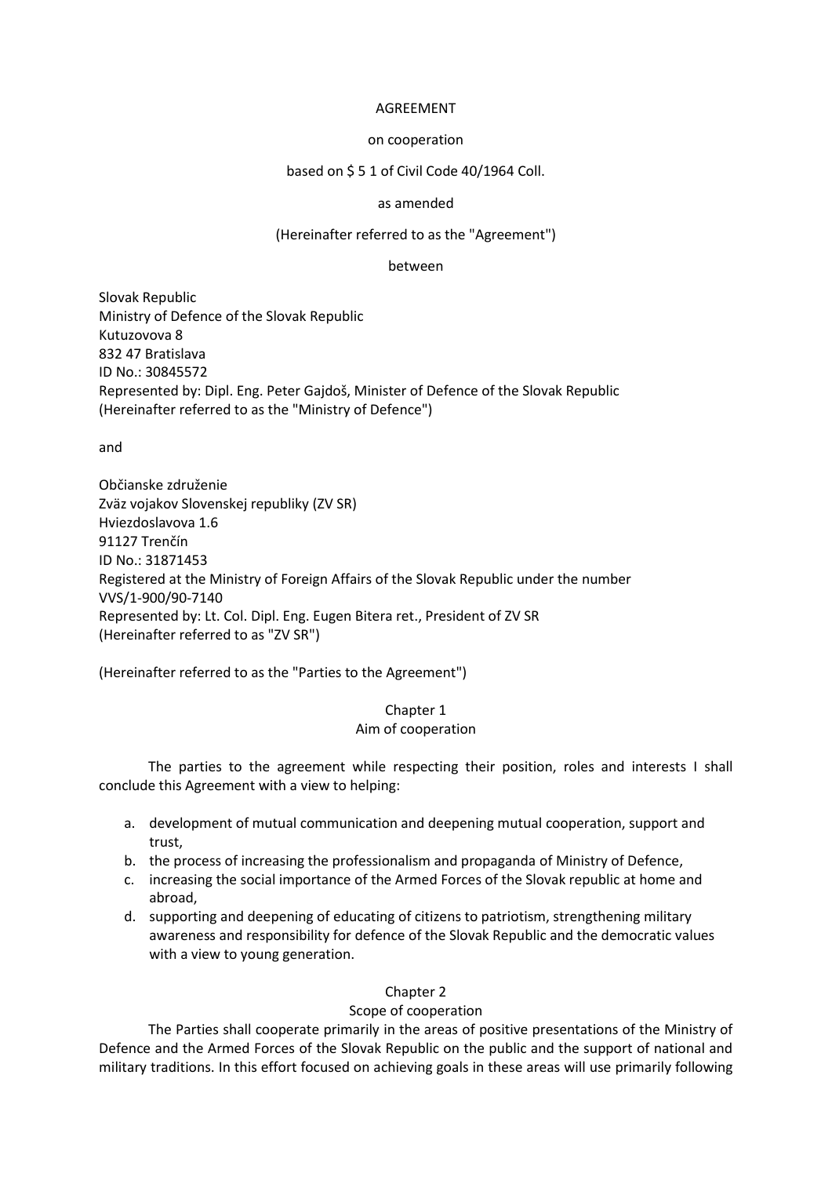AGREEMENT

on cooperation

based on $ 5 1 of Civil Code 40/1964 Coll.

as amended

(Hereinafter referred to as the "Agreement")

between

Slovak Republic
Ministry of Defence of the Slovak Republic
Kutuzovova 8
832 47 Bratislava
ID No.: 30845572
Represented by: Dipl. Eng. Peter Gajdoš, Minister of Defence of the Slovak Republic
(Hereinafter referred to as the "Ministry of Defence")

and

Občianske združenie
Zväz vojakov Slovenskej republiky (ZV SR)
Hviezdoslavova 1.6
91127 Trenčín
ID No.: 31871453
Registered at the Ministry of Foreign Affairs of the Slovak Republic under the number VVS/1-900/90-7140
Represented by: Lt. Col. Dipl. Eng. Eugen Bitera ret., President of ZV SR
(Hereinafter referred to as "ZV SR")

(Hereinafter referred to as the "Parties to the Agreement")

## Chapter 1
## Aim of cooperation

The parties to the agreement while respecting their position, roles and interests I shall conclude this Agreement with a view to helping:

a. development of mutual communication and deepening mutual cooperation, support and trust,
b. the process of increasing the professionalism and propaganda of Ministry of Defence,
c. increasing the social importance of the Armed Forces of the Slovak republic at home and abroad,
d. supporting and deepening of educating of citizens to patriotism, strengthening military awareness and responsibility for defence of the Slovak Republic and the democratic values with a view to young generation.

## Chapter 2
## Scope of cooperation

The Parties shall cooperate primarily in the areas of positive presentations of the Ministry of Defence and the Armed Forces of the Slovak Republic on the public and the support of national and military traditions. In this effort focused on achieving goals in these areas will use primarily following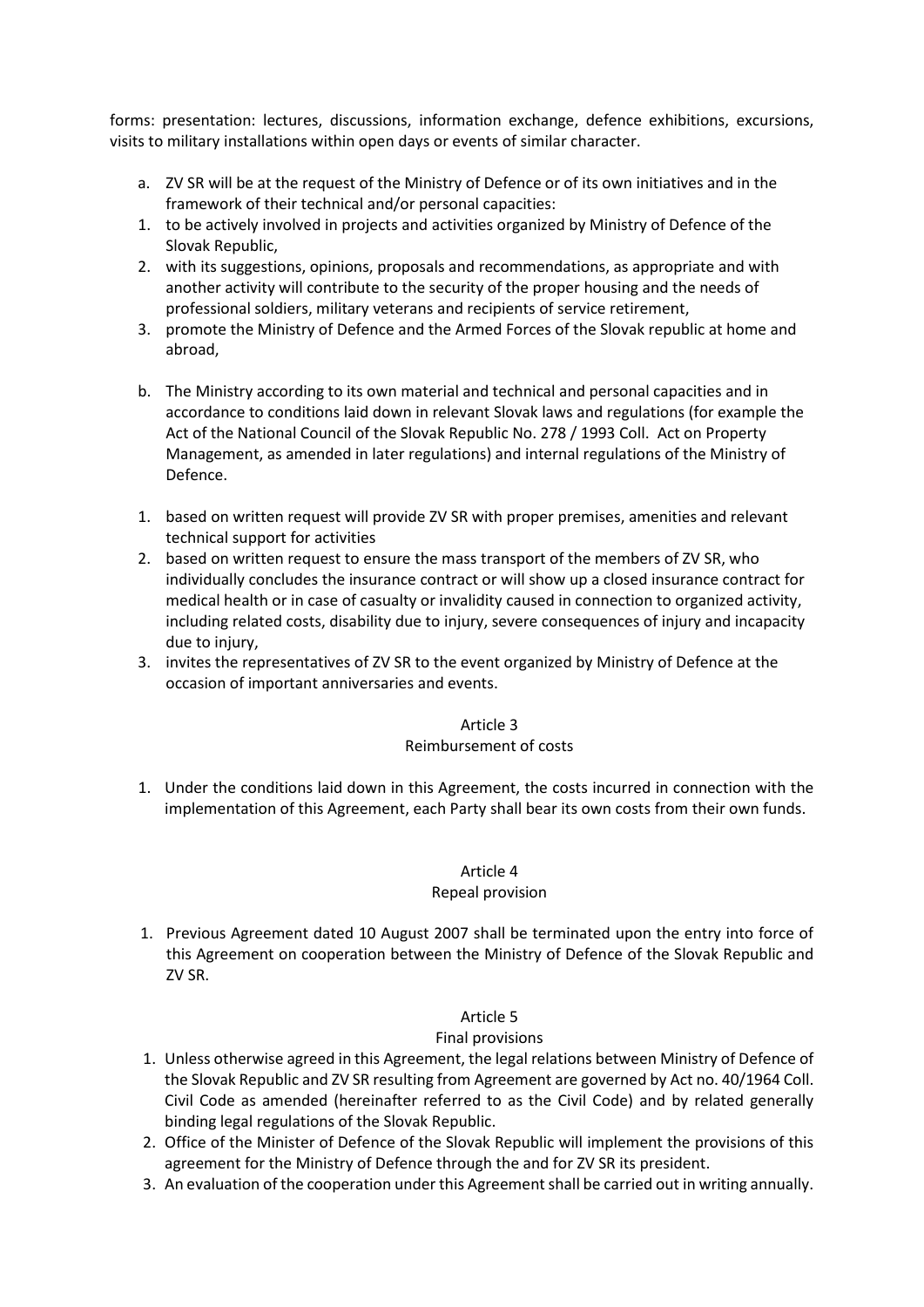forms: presentation: lectures, discussions, information exchange, defence exhibitions, excursions, visits to military installations within open days or events of similar character.

a. ZV SR will be at the request of the Ministry of Defence or of its own initiatives and in the framework of their technical and/or personal capacities:

1. to be actively involved in projects and activities organized by Ministry of Defence of the Slovak Republic,
2. with its suggestions, opinions, proposals and recommendations, as appropriate and with another activity will contribute to the security of the proper housing and the needs of professional soldiers, military veterans and recipients of service retirement,
3. promote the Ministry of Defence and the Armed Forces of the Slovak republic at home and abroad,

b. The Ministry according to its own material and technical and personal capacities and in accordance to conditions laid down in relevant Slovak laws and regulations (for example the Act of the National Council of the Slovak Republic No. 278 / 1993 Coll. Act on Property Management, as amended in later regulations) and internal regulations of the Ministry of Defence.

1. based on written request will provide ZV SR with proper premises, amenities and relevant technical support for activities
2. based on written request to ensure the mass transport of the members of ZV SR, who individually concludes the insurance contract or will show up a closed insurance contract for medical health or in case of casualty or invalidity caused in connection to organized activity, including related costs, disability due to injury, severe consequences of injury and incapacity due to injury,
3. invites the representatives of ZV SR to the event organized by Ministry of Defence at the occasion of important anniversaries and events.

Article 3

Reimbursement of costs

1. Under the conditions laid down in this Agreement, the costs incurred in connection with the implementation of this Agreement, each Party shall bear its own costs from their own funds.

Article 4

Repeal provision

1. Previous Agreement dated 10 August 2007 shall be terminated upon the entry into force of this Agreement on cooperation between the Ministry of Defence of the Slovak Republic and ZV SR.

Article 5

Final provisions

1. Unless otherwise agreed in this Agreement, the legal relations between Ministry of Defence of the Slovak Republic and ZV SR resulting from Agreement are governed by Act no. 40/1964 Coll. Civil Code as amended (hereinafter referred to as the Civil Code) and by related generally binding legal regulations of the Slovak Republic.
2. Office of the Minister of Defence of the Slovak Republic will implement the provisions of this agreement for the Ministry of Defence through the and for ZV SR its president.
3. An evaluation of the cooperation under this Agreement shall be carried out in writing annually.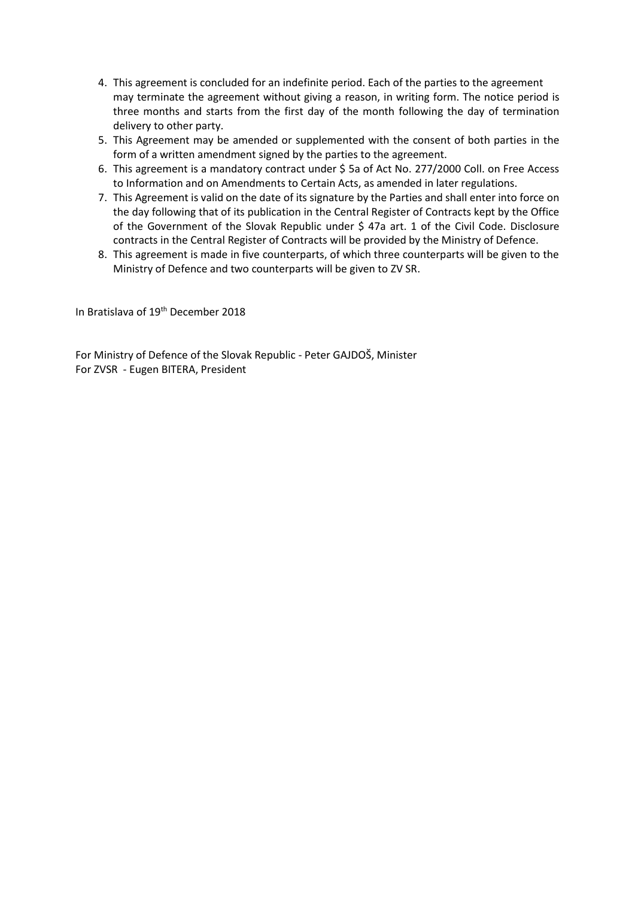4. This agreement is concluded for an indefinite period. Each of the parties to the agreement may terminate the agreement without giving a reason, in writing form. The notice period is three months and starts from the first day of the month following the day of termination delivery to other party.
5. This Agreement may be amended or supplemented with the consent of both parties in the form of a written amendment signed by the parties to the agreement.
6. This agreement is a mandatory contract under $ 5a of Act No. 277/2000 Coll. on Free Access to Information and on Amendments to Certain Acts, as amended in later regulations.
7. This Agreement is valid on the date of its signature by the Parties and shall enter into force on the day following that of its publication in the Central Register of Contracts kept by the Office of the Government of the Slovak Republic under $ 47a art. 1 of the Civil Code. Disclosure contracts in the Central Register of Contracts will be provided by the Ministry of Defence.
8. This agreement is made in five counterparts, of which three counterparts will be given to the Ministry of Defence and two counterparts will be given to ZV SR.

In Bratislava of 19th December 2018

For Ministry of Defence of the Slovak Republic - Peter GAJDOŠ, Minister
For ZVSR - Eugen BITERA, President